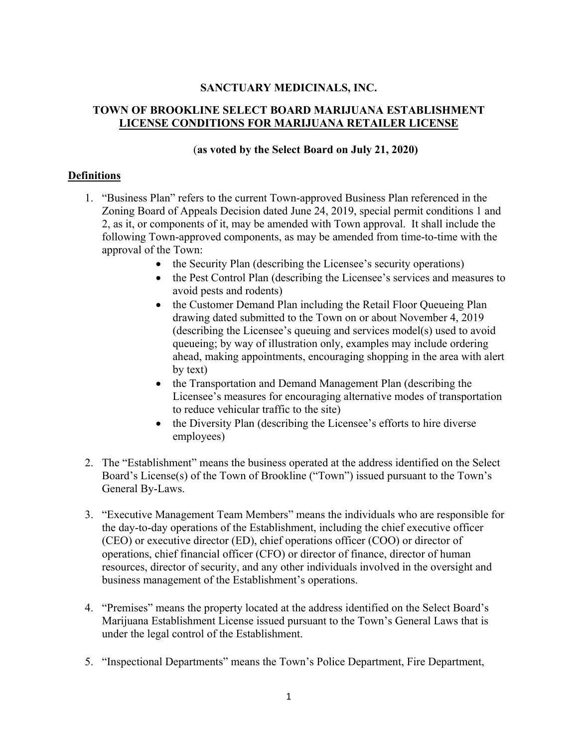**SANCTUARY MEDICINALS, INC.**

**TOWN OF BROOKLINE SELECT BOARD MARIJUANA ESTABLISHMENT LICENSE CONDITIONS FOR MARIJUANA RETAILER LICENSE**

(**as voted by the Select Board on July 21, 2020)**

## Definitions

1. "Business Plan" refers to the current Town-approved Business Plan referenced in the Zoning Board of Appeals Decision dated June 24, 2019, special permit conditions 1 and 2, as it, or components of it, may be amended with Town approval. It shall include the following Town-approved components, as may be amended from time-to-time with the approval of the Town:
    - the Security Plan (describing the Licensee's security operations)
    - the Pest Control Plan (describing the Licensee's services and measures to avoid pests and rodents)
    - the Customer Demand Plan including the Retail Floor Queueing Plan drawing dated submitted to the Town on or about November 4, 2019 (describing the Licensee's queuing and services model(s) used to avoid queueing; by way of illustration only, examples may include ordering ahead, making appointments, encouraging shopping in the area with alert by text)
    - the Transportation and Demand Management Plan (describing the Licensee's measures for encouraging alternative modes of transportation to reduce vehicular traffic to the site)
    - the Diversity Plan (describing the Licensee's efforts to hire diverse employees)

2. The "Establishment" means the business operated at the address identified on the Select Board's License(s) of the Town of Brookline ("Town") issued pursuant to the Town's General By-Laws.

3. "Executive Management Team Members" means the individuals who are responsible for the day-to-day operations of the Establishment, including the chief executive officer (CEO) or executive director (ED), chief operations officer (COO) or director of operations, chief financial officer (CFO) or director of finance, director of human resources, director of security, and any other individuals involved in the oversight and business management of the Establishment's operations.

4. "Premises" means the property located at the address identified on the Select Board's Marijuana Establishment License issued pursuant to the Town's General Laws that is under the legal control of the Establishment.

5. "Inspectional Departments" means the Town's Police Department, Fire Department,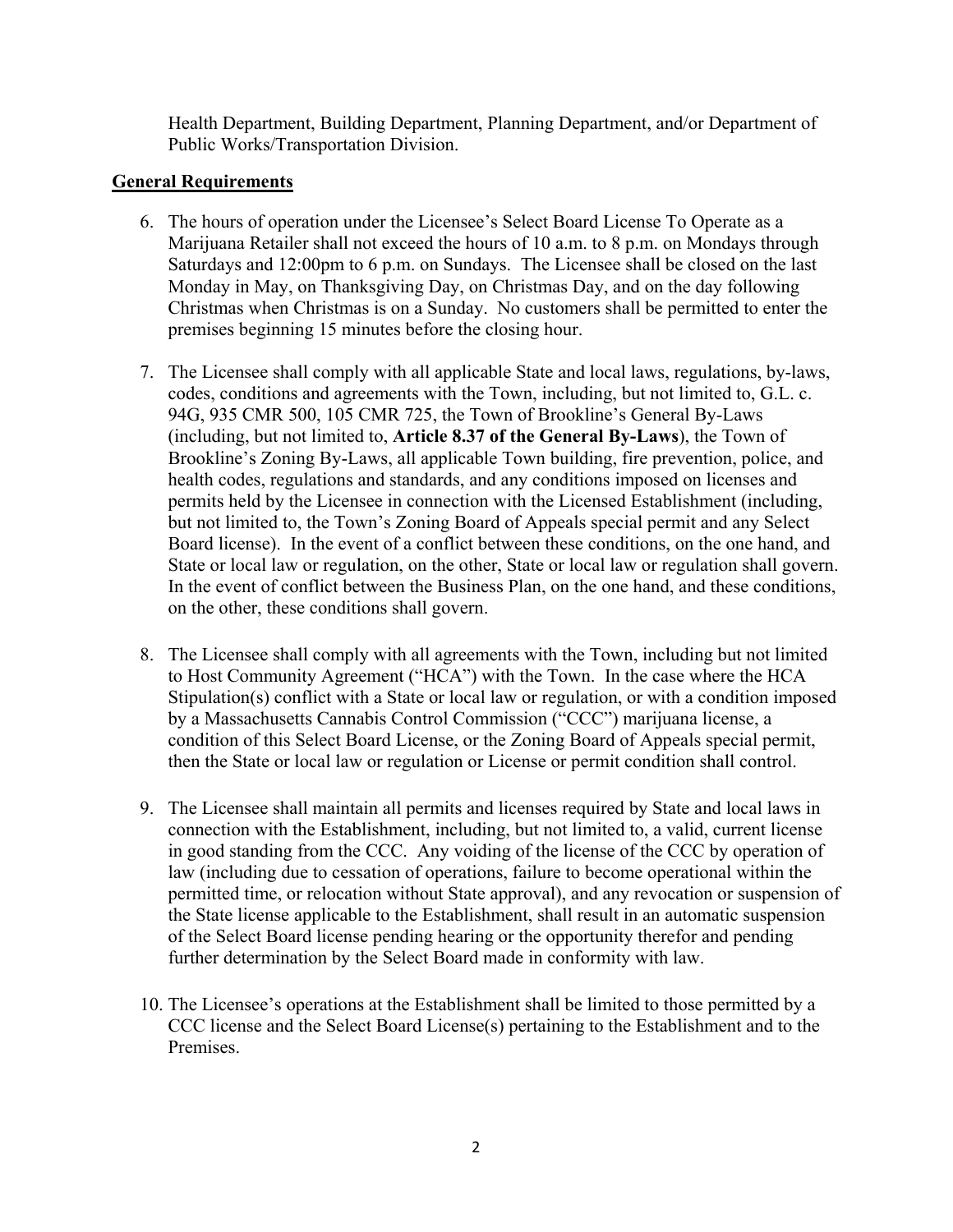Health Department, Building Department, Planning Department, and/or Department of Public Works/Transportation Division.

## General Requirements

6. The hours of operation under the Licensee's Select Board License To Operate as a Marijuana Retailer shall not exceed the hours of 10 a.m. to 8 p.m. on Mondays through Saturdays and 12:00pm to 6 p.m. on Sundays. The Licensee shall be closed on the last Monday in May, on Thanksgiving Day, on Christmas Day, and on the day following Christmas when Christmas is on a Sunday. No customers shall be permitted to enter the premises beginning 15 minutes before the closing hour.

7. The Licensee shall comply with all applicable State and local laws, regulations, by-laws, codes, conditions and agreements with the Town, including, but not limited to, G.L. c. 94G, 935 CMR 500, 105 CMR 725, the Town of Brookline's General By-Laws (including, but not limited to, **Article 8.37 of the General By-Laws**), the Town of Brookline's Zoning By-Laws, all applicable Town building, fire prevention, police, and health codes, regulations and standards, and any conditions imposed on licenses and permits held by the Licensee in connection with the Licensed Establishment (including, but not limited to, the Town's Zoning Board of Appeals special permit and any Select Board license). In the event of a conflict between these conditions, on the one hand, and State or local law or regulation, on the other, State or local law or regulation shall govern. In the event of conflict between the Business Plan, on the one hand, and these conditions, on the other, these conditions shall govern.

8. The Licensee shall comply with all agreements with the Town, including but not limited to Host Community Agreement ("HCA") with the Town. In the case where the HCA Stipulation(s) conflict with a State or local law or regulation, or with a condition imposed by a Massachusetts Cannabis Control Commission ("CCC") marijuana license, a condition of this Select Board License, or the Zoning Board of Appeals special permit, then the State or local law or regulation or License or permit condition shall control.

9. The Licensee shall maintain all permits and licenses required by State and local laws in connection with the Establishment, including, but not limited to, a valid, current license in good standing from the CCC. Any voiding of the license of the CCC by operation of law (including due to cessation of operations, failure to become operational within the permitted time, or relocation without State approval), and any revocation or suspension of the State license applicable to the Establishment, shall result in an automatic suspension of the Select Board license pending hearing or the opportunity therefor and pending further determination by the Select Board made in conformity with law.

10. The Licensee's operations at the Establishment shall be limited to those permitted by a CCC license and the Select Board License(s) pertaining to the Establishment and to the Premises.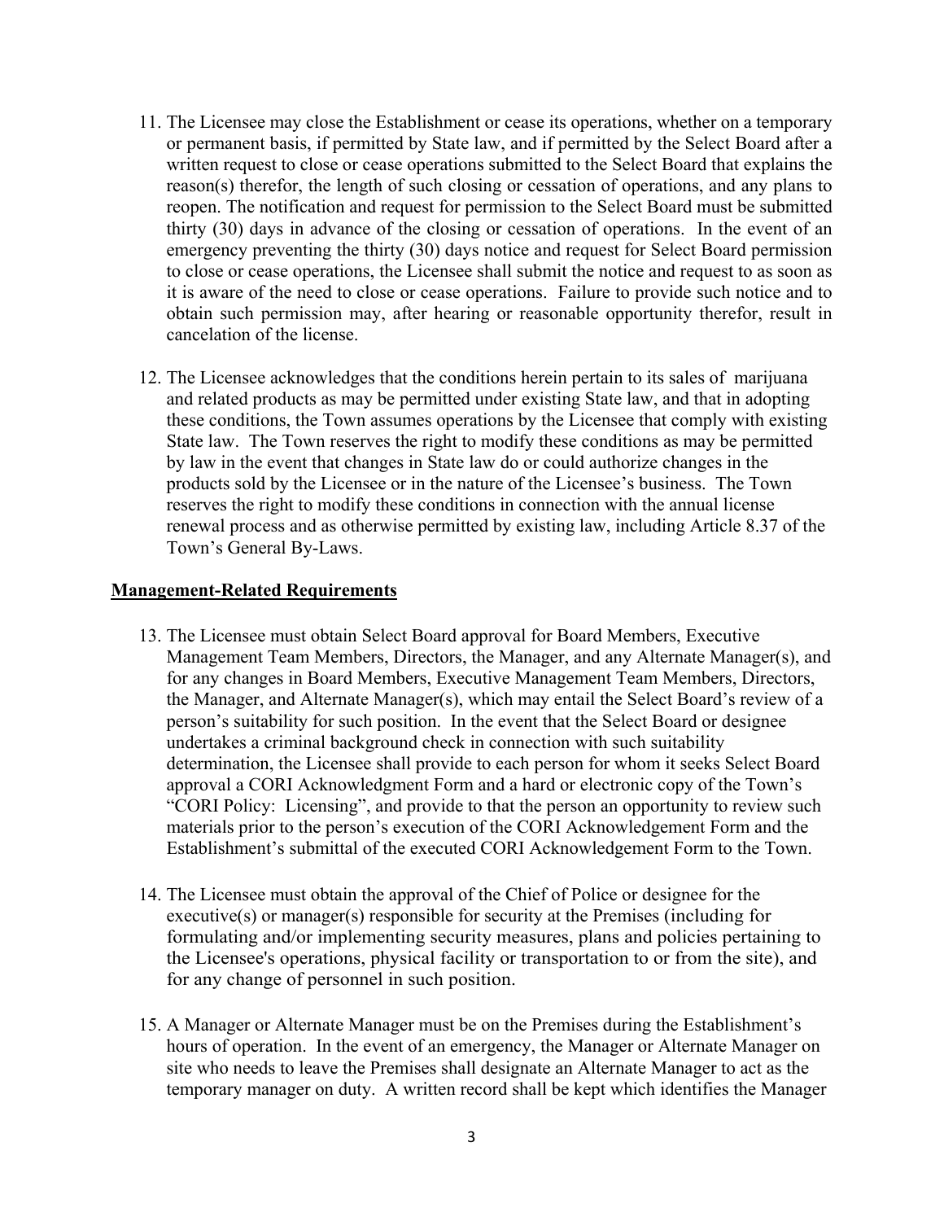11. The Licensee may close the Establishment or cease its operations, whether on a temporary or permanent basis, if permitted by State law, and if permitted by the Select Board after a written request to close or cease operations submitted to the Select Board that explains the reason(s) therefor, the length of such closing or cessation of operations, and any plans to reopen. The notification and request for permission to the Select Board must be submitted thirty (30) days in advance of the closing or cessation of operations. In the event of an emergency preventing the thirty (30) days notice and request for Select Board permission to close or cease operations, the Licensee shall submit the notice and request to as soon as it is aware of the need to close or cease operations. Failure to provide such notice and to obtain such permission may, after hearing or reasonable opportunity therefor, result in cancelation of the license.

12. The Licensee acknowledges that the conditions herein pertain to its sales of marijuana and related products as may be permitted under existing State law, and that in adopting these conditions, the Town assumes operations by the Licensee that comply with existing State law. The Town reserves the right to modify these conditions as may be permitted by law in the event that changes in State law do or could authorize changes in the products sold by the Licensee or in the nature of the Licensee's business. The Town reserves the right to modify these conditions in connection with the annual license renewal process and as otherwise permitted by existing law, including Article 8.37 of the Town's General By-Laws.

**Management-Related Requirements**

13. The Licensee must obtain Select Board approval for Board Members, Executive Management Team Members, Directors, the Manager, and any Alternate Manager(s), and for any changes in Board Members, Executive Management Team Members, Directors, the Manager, and Alternate Manager(s), which may entail the Select Board's review of a person's suitability for such position. In the event that the Select Board or designee undertakes a criminal background check in connection with such suitability determination, the Licensee shall provide to each person for whom it seeks Select Board approval a CORI Acknowledgment Form and a hard or electronic copy of the Town's "CORI Policy: Licensing", and provide to that the person an opportunity to review such materials prior to the person's execution of the CORI Acknowledgement Form and the Establishment's submittal of the executed CORI Acknowledgement Form to the Town.

14. The Licensee must obtain the approval of the Chief of Police or designee for the executive(s) or manager(s) responsible for security at the Premises (including for formulating and/or implementing security measures, plans and policies pertaining to the Licensee's operations, physical facility or transportation to or from the site), and for any change of personnel in such position.

15. A Manager or Alternate Manager must be on the Premises during the Establishment's hours of operation. In the event of an emergency, the Manager or Alternate Manager on site who needs to leave the Premises shall designate an Alternate Manager to act as the temporary manager on duty. A written record shall be kept which identifies the Manager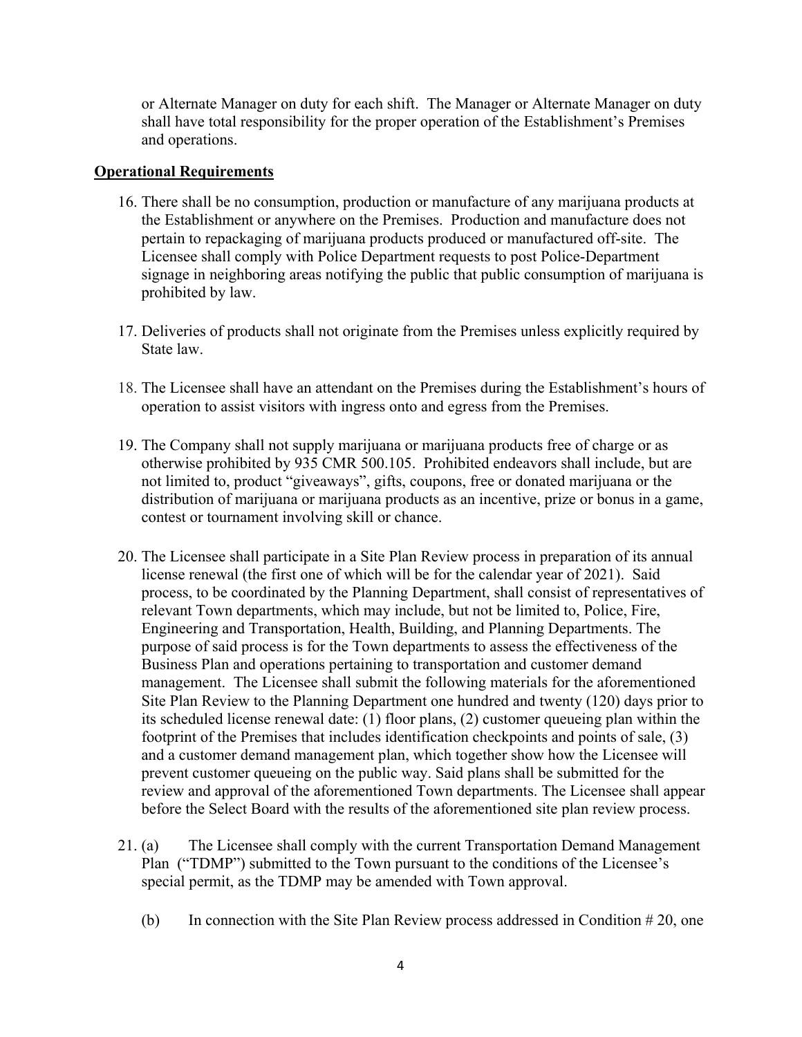or Alternate Manager on duty for each shift. The Manager or Alternate Manager on duty shall have total responsibility for the proper operation of the Establishment's Premises and operations.

**Operational Requirements**

16. There shall be no consumption, production or manufacture of any marijuana products at the Establishment or anywhere on the Premises. Production and manufacture does not pertain to repackaging of marijuana products produced or manufactured off-site. The Licensee shall comply with Police Department requests to post Police-Department signage in neighboring areas notifying the public that public consumption of marijuana is prohibited by law.

17. Deliveries of products shall not originate from the Premises unless explicitly required by State law.

18. The Licensee shall have an attendant on the Premises during the Establishment's hours of operation to assist visitors with ingress onto and egress from the Premises.

19. The Company shall not supply marijuana or marijuana products free of charge or as otherwise prohibited by 935 CMR 500.105. Prohibited endeavors shall include, but are not limited to, product "giveaways", gifts, coupons, free or donated marijuana or the distribution of marijuana or marijuana products as an incentive, prize or bonus in a game, contest or tournament involving skill or chance.

20. The Licensee shall participate in a Site Plan Review process in preparation of its annual license renewal (the first one of which will be for the calendar year of 2021). Said process, to be coordinated by the Planning Department, shall consist of representatives of relevant Town departments, which may include, but not be limited to, Police, Fire, Engineering and Transportation, Health, Building, and Planning Departments. The purpose of said process is for the Town departments to assess the effectiveness of the Business Plan and operations pertaining to transportation and customer demand management. The Licensee shall submit the following materials for the aforementioned Site Plan Review to the Planning Department one hundred and twenty (120) days prior to its scheduled license renewal date: (1) floor plans, (2) customer queueing plan within the footprint of the Premises that includes identification checkpoints and points of sale, (3) and a customer demand management plan, which together show how the Licensee will prevent customer queueing on the public way. Said plans shall be submitted for the review and approval of the aforementioned Town departments. The Licensee shall appear before the Select Board with the results of the aforementioned site plan review process.

21. (a) The Licensee shall comply with the current Transportation Demand Management Plan ("TDMP") submitted to the Town pursuant to the conditions of the Licensee's special permit, as the TDMP may be amended with Town approval.

    (b) In connection with the Site Plan Review process addressed in Condition # 20, one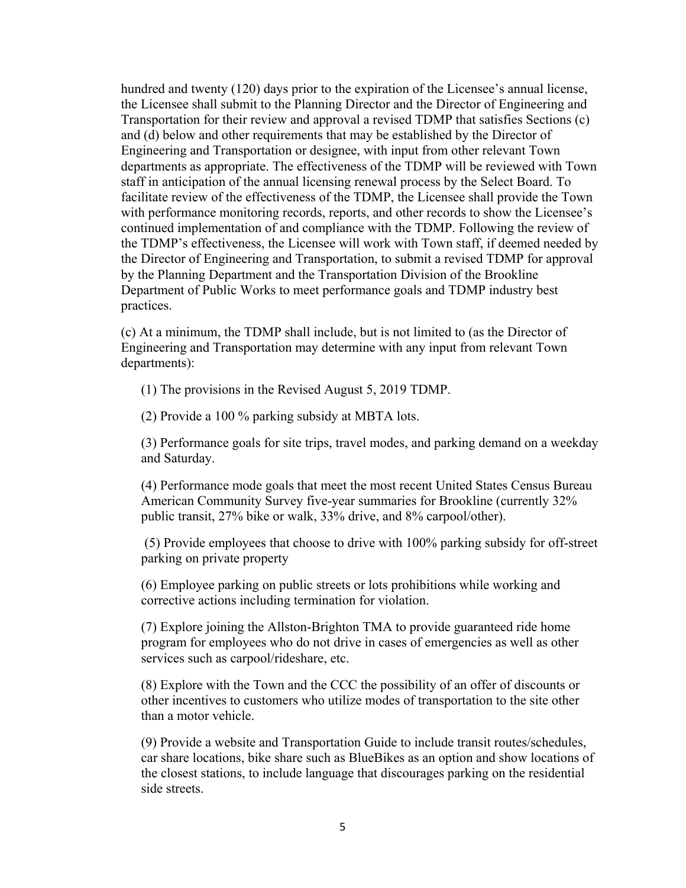hundred and twenty (120) days prior to the expiration of the Licensee's annual license, the Licensee shall submit to the Planning Director and the Director of Engineering and Transportation for their review and approval a revised TDMP that satisfies Sections (c) and (d) below and other requirements that may be established by the Director of Engineering and Transportation or designee, with input from other relevant Town departments as appropriate. The effectiveness of the TDMP will be reviewed with Town staff in anticipation of the annual licensing renewal process by the Select Board. To facilitate review of the effectiveness of the TDMP, the Licensee shall provide the Town with performance monitoring records, reports, and other records to show the Licensee's continued implementation of and compliance with the TDMP. Following the review of the TDMP's effectiveness, the Licensee will work with Town staff, if deemed needed by the Director of Engineering and Transportation, to submit a revised TDMP for approval by the Planning Department and the Transportation Division of the Brookline Department of Public Works to meet performance goals and TDMP industry best practices.

(c) At a minimum, the TDMP shall include, but is not limited to (as the Director of Engineering and Transportation may determine with any input from relevant Town departments):

(1) The provisions in the Revised August 5, 2019 TDMP.

(2) Provide a 100 % parking subsidy at MBTA lots.

(3) Performance goals for site trips, travel modes, and parking demand on a weekday and Saturday.

(4) Performance mode goals that meet the most recent United States Census Bureau American Community Survey five-year summaries for Brookline (currently 32% public transit, 27% bike or walk, 33% drive, and 8% carpool/other).

(5) Provide employees that choose to drive with 100% parking subsidy for off-street parking on private property

(6) Employee parking on public streets or lots prohibitions while working and corrective actions including termination for violation.

(7) Explore joining the Allston-Brighton TMA to provide guaranteed ride home program for employees who do not drive in cases of emergencies as well as other services such as carpool/rideshare, etc.

(8) Explore with the Town and the CCC the possibility of an offer of discounts or other incentives to customers who utilize modes of transportation to the site other than a motor vehicle.

(9) Provide a website and Transportation Guide to include transit routes/schedules, car share locations, bike share such as BlueBikes as an option and show locations of the closest stations, to include language that discourages parking on the residential side streets.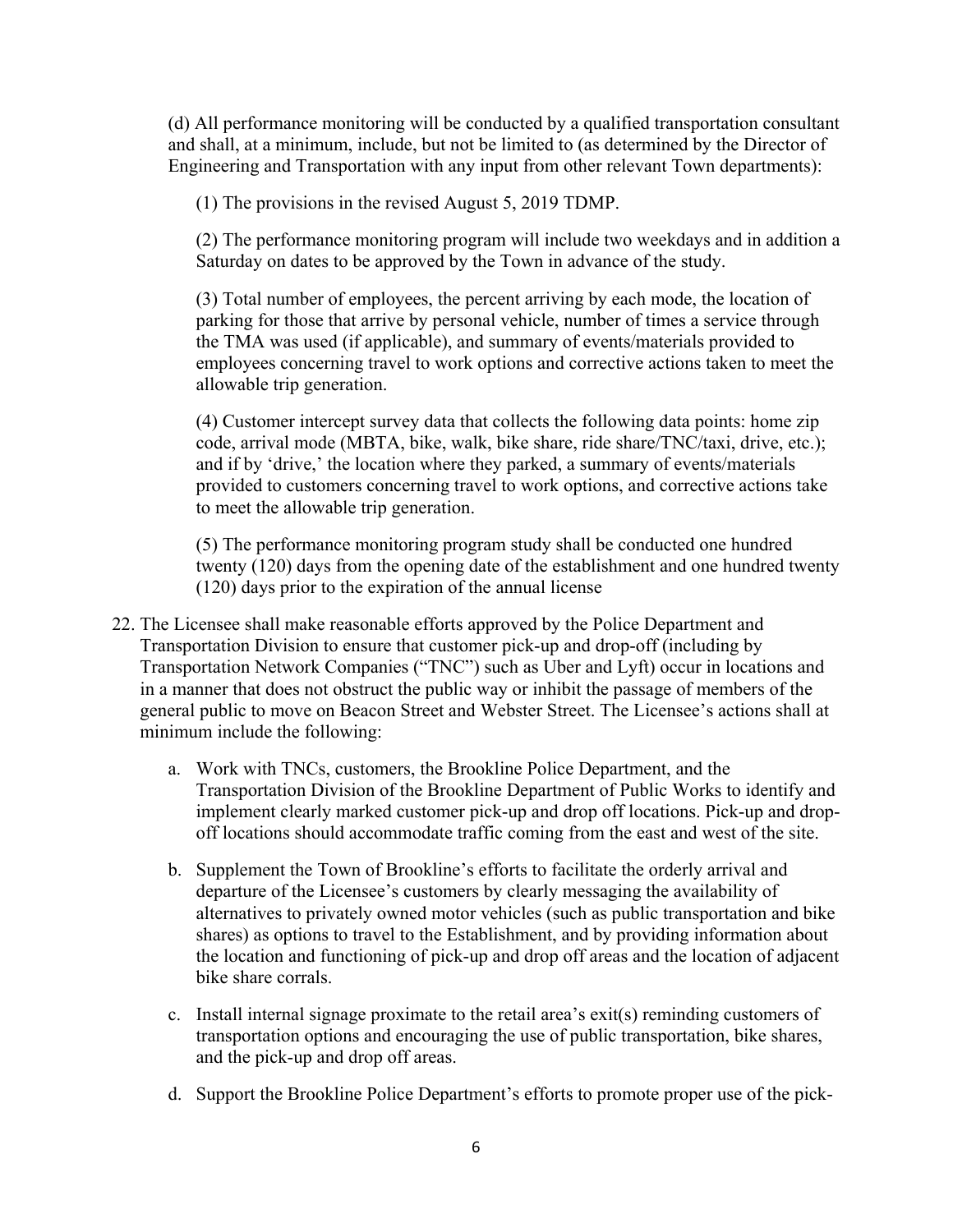(d) All performance monitoring will be conducted by a qualified transportation consultant and shall, at a minimum, include, but not be limited to (as determined by the Director of Engineering and Transportation with any input from other relevant Town departments):

(1) The provisions in the revised August 5, 2019 TDMP.

(2) The performance monitoring program will include two weekdays and in addition a Saturday on dates to be approved by the Town in advance of the study.

(3) Total number of employees, the percent arriving by each mode, the location of parking for those that arrive by personal vehicle, number of times a service through the TMA was used (if applicable), and summary of events/materials provided to employees concerning travel to work options and corrective actions taken to meet the allowable trip generation.

(4) Customer intercept survey data that collects the following data points: home zip code, arrival mode (MBTA, bike, walk, bike share, ride share/TNC/taxi, drive, etc.); and if by 'drive,' the location where they parked, a summary of events/materials provided to customers concerning travel to work options, and corrective actions take to meet the allowable trip generation.

(5) The performance monitoring program study shall be conducted one hundred twenty (120) days from the opening date of the establishment and one hundred twenty (120) days prior to the expiration of the annual license

22. The Licensee shall make reasonable efforts approved by the Police Department and Transportation Division to ensure that customer pick-up and drop-off (including by Transportation Network Companies ("TNC") such as Uber and Lyft) occur in locations and in a manner that does not obstruct the public way or inhibit the passage of members of the general public to move on Beacon Street and Webster Street. The Licensee's actions shall at minimum include the following:

    a. Work with TNCs, customers, the Brookline Police Department, and the Transportation Division of the Brookline Department of Public Works to identify and implement clearly marked customer pick-up and drop off locations. Pick-up and drop-off locations should accommodate traffic coming from the east and west of the site.

    b. Supplement the Town of Brookline's efforts to facilitate the orderly arrival and departure of the Licensee's customers by clearly messaging the availability of alternatives to privately owned motor vehicles (such as public transportation and bike shares) as options to travel to the Establishment, and by providing information about the location and functioning of pick-up and drop off areas and the location of adjacent bike share corrals.

    c. Install internal signage proximate to the retail area's exit(s) reminding customers of transportation options and encouraging the use of public transportation, bike shares, and the pick-up and drop off areas.

    d. Support the Brookline Police Department's efforts to promote proper use of the pick-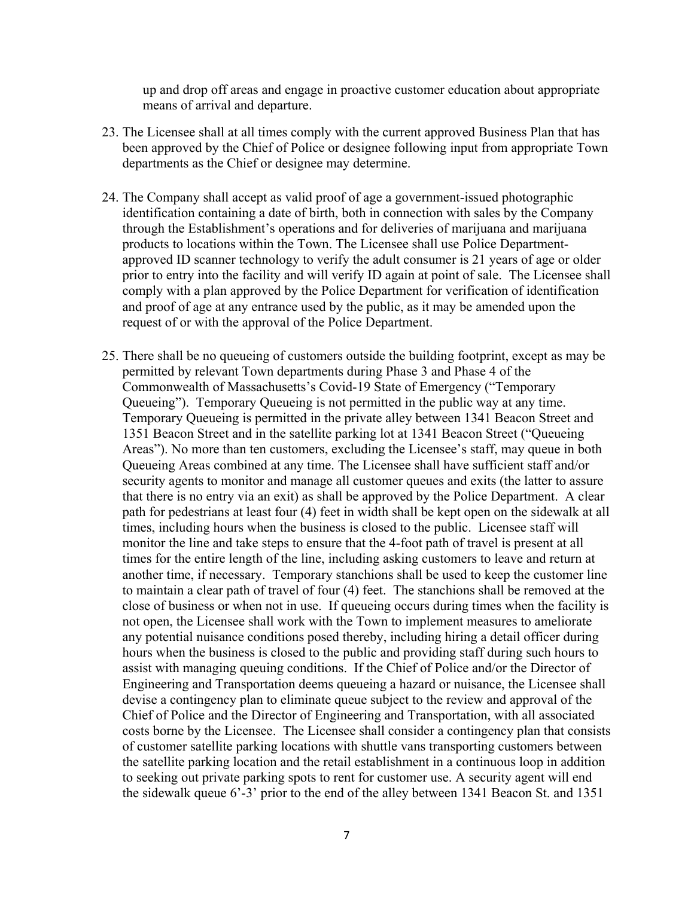up and drop off areas and engage in proactive customer education about appropriate means of arrival and departure.

23. The Licensee shall at all times comply with the current approved Business Plan that has been approved by the Chief of Police or designee following input from appropriate Town departments as the Chief or designee may determine.

24. The Company shall accept as valid proof of age a government-issued photographic identification containing a date of birth, both in connection with sales by the Company through the Establishment's operations and for deliveries of marijuana and marijuana products to locations within the Town. The Licensee shall use Police Department-approved ID scanner technology to verify the adult consumer is 21 years of age or older prior to entry into the facility and will verify ID again at point of sale. The Licensee shall comply with a plan approved by the Police Department for verification of identification and proof of age at any entrance used by the public, as it may be amended upon the request of or with the approval of the Police Department.

25. There shall be no queueing of customers outside the building footprint, except as may be permitted by relevant Town departments during Phase 3 and Phase 4 of the Commonwealth of Massachusetts's Covid-19 State of Emergency ("Temporary Queueing"). Temporary Queueing is not permitted in the public way at any time. Temporary Queueing is permitted in the private alley between 1341 Beacon Street and 1351 Beacon Street and in the satellite parking lot at 1341 Beacon Street ("Queueing Areas"). No more than ten customers, excluding the Licensee's staff, may queue in both Queueing Areas combined at any time. The Licensee shall have sufficient staff and/or security agents to monitor and manage all customer queues and exits (the latter to assure that there is no entry via an exit) as shall be approved by the Police Department. A clear path for pedestrians at least four (4) feet in width shall be kept open on the sidewalk at all times, including hours when the business is closed to the public. Licensee staff will monitor the line and take steps to ensure that the 4-foot path of travel is present at all times for the entire length of the line, including asking customers to leave and return at another time, if necessary. Temporary stanchions shall be used to keep the customer line to maintain a clear path of travel of four (4) feet. The stanchions shall be removed at the close of business or when not in use. If queueing occurs during times when the facility is not open, the Licensee shall work with the Town to implement measures to ameliorate any potential nuisance conditions posed thereby, including hiring a detail officer during hours when the business is closed to the public and providing staff during such hours to assist with managing queuing conditions. If the Chief of Police and/or the Director of Engineering and Transportation deems queueing a hazard or nuisance, the Licensee shall devise a contingency plan to eliminate queue subject to the review and approval of the Chief of Police and the Director of Engineering and Transportation, with all associated costs borne by the Licensee. The Licensee shall consider a contingency plan that consists of customer satellite parking locations with shuttle vans transporting customers between the satellite parking location and the retail establishment in a continuous loop in addition to seeking out private parking spots to rent for customer use. A security agent will end the sidewalk queue 6'-3' prior to the end of the alley between 1341 Beacon St. and 1351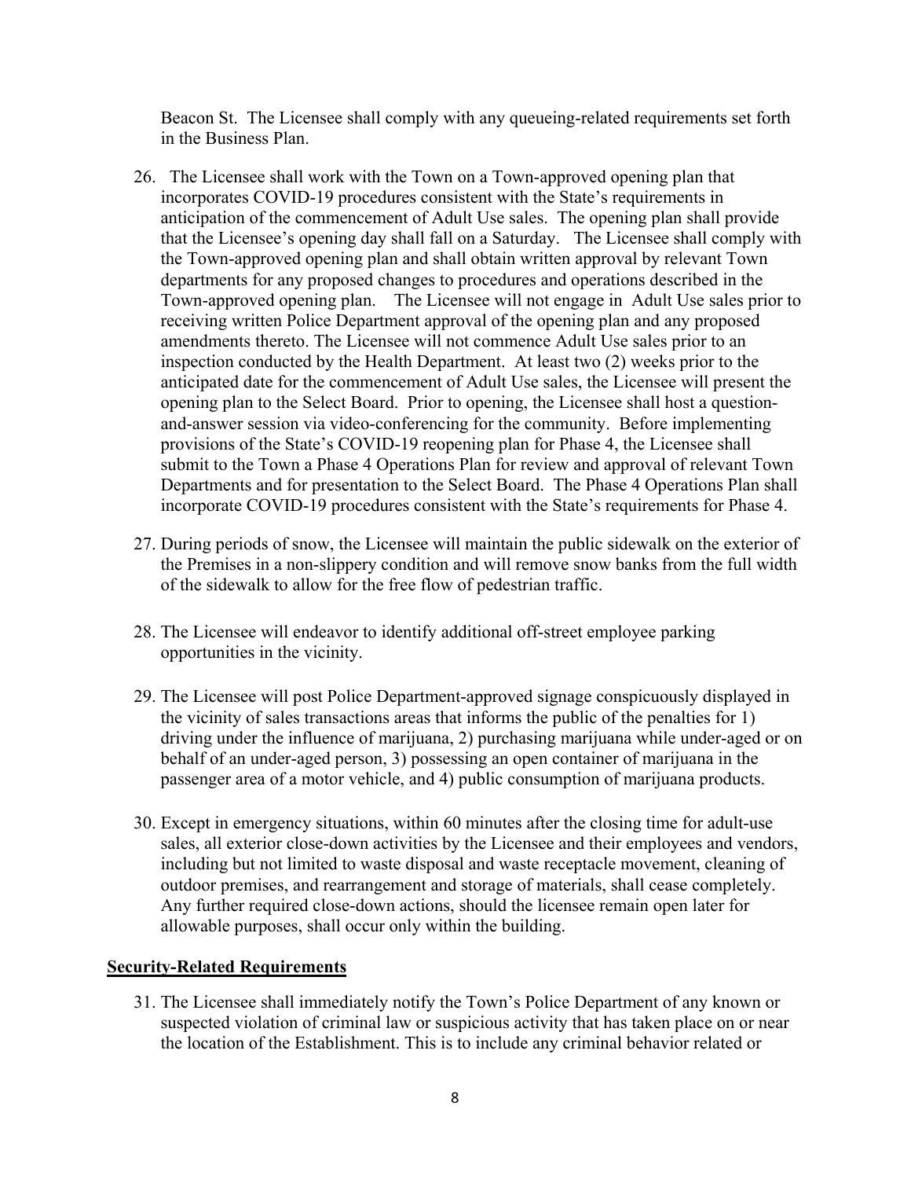Beacon St. The Licensee shall comply with any queueing-related requirements set forth in the Business Plan.

26. The Licensee shall work with the Town on a Town-approved opening plan that incorporates COVID-19 procedures consistent with the State's requirements in anticipation of the commencement of Adult Use sales. The opening plan shall provide that the Licensee's opening day shall fall on a Saturday. The Licensee shall comply with the Town-approved opening plan and shall obtain written approval by relevant Town departments for any proposed changes to procedures and operations described in the Town-approved opening plan. The Licensee will not engage in Adult Use sales prior to receiving written Police Department approval of the opening plan and any proposed amendments thereto. The Licensee will not commence Adult Use sales prior to an inspection conducted by the Health Department. At least two (2) weeks prior to the anticipated date for the commencement of Adult Use sales, the Licensee will present the opening plan to the Select Board. Prior to opening, the Licensee shall host a question-and-answer session via video-conferencing for the community. Before implementing provisions of the State's COVID-19 reopening plan for Phase 4, the Licensee shall submit to the Town a Phase 4 Operations Plan for review and approval of relevant Town Departments and for presentation to the Select Board. The Phase 4 Operations Plan shall incorporate COVID-19 procedures consistent with the State's requirements for Phase 4.

27. During periods of snow, the Licensee will maintain the public sidewalk on the exterior of the Premises in a non-slippery condition and will remove snow banks from the full width of the sidewalk to allow for the free flow of pedestrian traffic.

28. The Licensee will endeavor to identify additional off-street employee parking opportunities in the vicinity.

29. The Licensee will post Police Department-approved signage conspicuously displayed in the vicinity of sales transactions areas that informs the public of the penalties for 1) driving under the influence of marijuana, 2) purchasing marijuana while under-aged or on behalf of an under-aged person, 3) possessing an open container of marijuana in the passenger area of a motor vehicle, and 4) public consumption of marijuana products.

30. Except in emergency situations, within 60 minutes after the closing time for adult-use sales, all exterior close-down activities by the Licensee and their employees and vendors, including but not limited to waste disposal and waste receptacle movement, cleaning of outdoor premises, and rearrangement and storage of materials, shall cease completely. Any further required close-down actions, should the licensee remain open later for allowable purposes, shall occur only within the building.

## Security-Related Requirements

31. The Licensee shall immediately notify the Town's Police Department of any known or suspected violation of criminal law or suspicious activity that has taken place on or near the location of the Establishment. This is to include any criminal behavior related or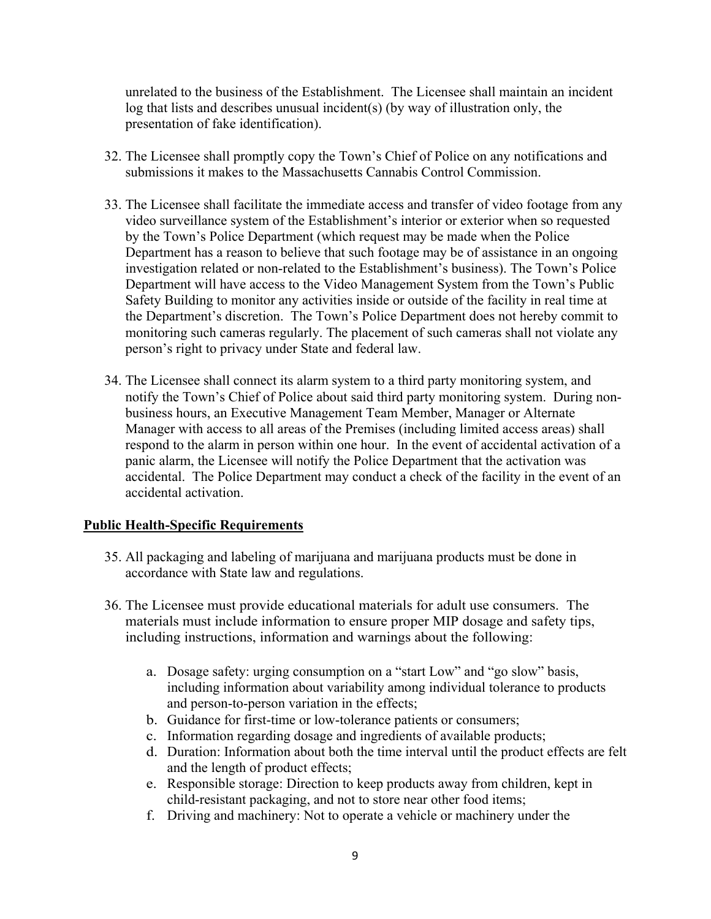unrelated to the business of the Establishment. The Licensee shall maintain an incident log that lists and describes unusual incident(s) (by way of illustration only, the presentation of fake identification).

32. The Licensee shall promptly copy the Town's Chief of Police on any notifications and submissions it makes to the Massachusetts Cannabis Control Commission.

33. The Licensee shall facilitate the immediate access and transfer of video footage from any video surveillance system of the Establishment's interior or exterior when so requested by the Town's Police Department (which request may be made when the Police Department has a reason to believe that such footage may be of assistance in an ongoing investigation related or non-related to the Establishment's business). The Town's Police Department will have access to the Video Management System from the Town's Public Safety Building to monitor any activities inside or outside of the facility in real time at the Department's discretion. The Town's Police Department does not hereby commit to monitoring such cameras regularly. The placement of such cameras shall not violate any person's right to privacy under State and federal law.

34. The Licensee shall connect its alarm system to a third party monitoring system, and notify the Town's Chief of Police about said third party monitoring system. During non-business hours, an Executive Management Team Member, Manager or Alternate Manager with access to all areas of the Premises (including limited access areas) shall respond to the alarm in person within one hour. In the event of accidental activation of a panic alarm, the Licensee will notify the Police Department that the activation was accidental. The Police Department may conduct a check of the facility in the event of an accidental activation.

**Public Health-Specific Requirements**

35. All packaging and labeling of marijuana and marijuana products must be done in accordance with State law and regulations.

36. The Licensee must provide educational materials for adult use consumers. The materials must include information to ensure proper MIP dosage and safety tips, including instructions, information and warnings about the following:

    a. Dosage safety: urging consumption on a "start Low" and "go slow" basis, including information about variability among individual tolerance to products and person-to-person variation in the effects;
    b. Guidance for first-time or low-tolerance patients or consumers;
    c. Information regarding dosage and ingredients of available products;
    d. Duration: Information about both the time interval until the product effects are felt and the length of product effects;
    e. Responsible storage: Direction to keep products away from children, kept in child-resistant packaging, and not to store near other food items;
    f. Driving and machinery: Not to operate a vehicle or machinery under the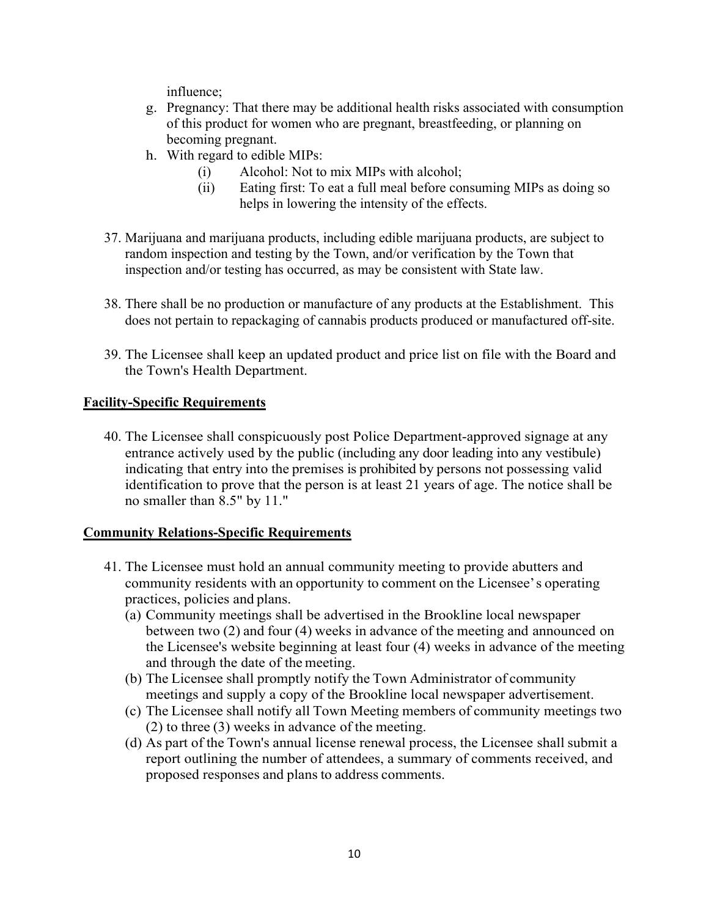influence;

g. Pregnancy: That there may be additional health risks associated with consumption of this product for women who are pregnant, breastfeeding, or planning on becoming pregnant.

h. With regard to edible MIPs:
   (i) Alcohol: Not to mix MIPs with alcohol;
   (ii) Eating first: To eat a full meal before consuming MIPs as doing so helps in lowering the intensity of the effects.

37. Marijuana and marijuana products, including edible marijuana products, are subject to random inspection and testing by the Town, and/or verification by the Town that inspection and/or testing has occurred, as may be consistent with State law.

38. There shall be no production or manufacture of any products at the Establishment. This does not pertain to repackaging of cannabis products produced or manufactured off-site.

39. The Licensee shall keep an updated product and price list on file with the Board and the Town's Health Department.

**Facility-Specific Requirements**

40. The Licensee shall conspicuously post Police Department-approved signage at any entrance actively used by the public (including any door leading into any vestibule) indicating that entry into the premises is prohibited by persons not possessing valid identification to prove that the person is at least 21 years of age. The notice shall be no smaller than 8.5" by 11."

**Community Relations-Specific Requirements**

41. The Licensee must hold an annual community meeting to provide abutters and community residents with an opportunity to comment on the Licensee's operating practices, policies and plans.
   (a) Community meetings shall be advertised in the Brookline local newspaper between two (2) and four (4) weeks in advance of the meeting and announced on the Licensee's website beginning at least four (4) weeks in advance of the meeting and through the date of the meeting.
   (b) The Licensee shall promptly notify the Town Administrator of community meetings and supply a copy of the Brookline local newspaper advertisement.
   (c) The Licensee shall notify all Town Meeting members of community meetings two (2) to three (3) weeks in advance of the meeting.
   (d) As part of the Town's annual license renewal process, the Licensee shall submit a report outlining the number of attendees, a summary of comments received, and proposed responses and plans to address comments.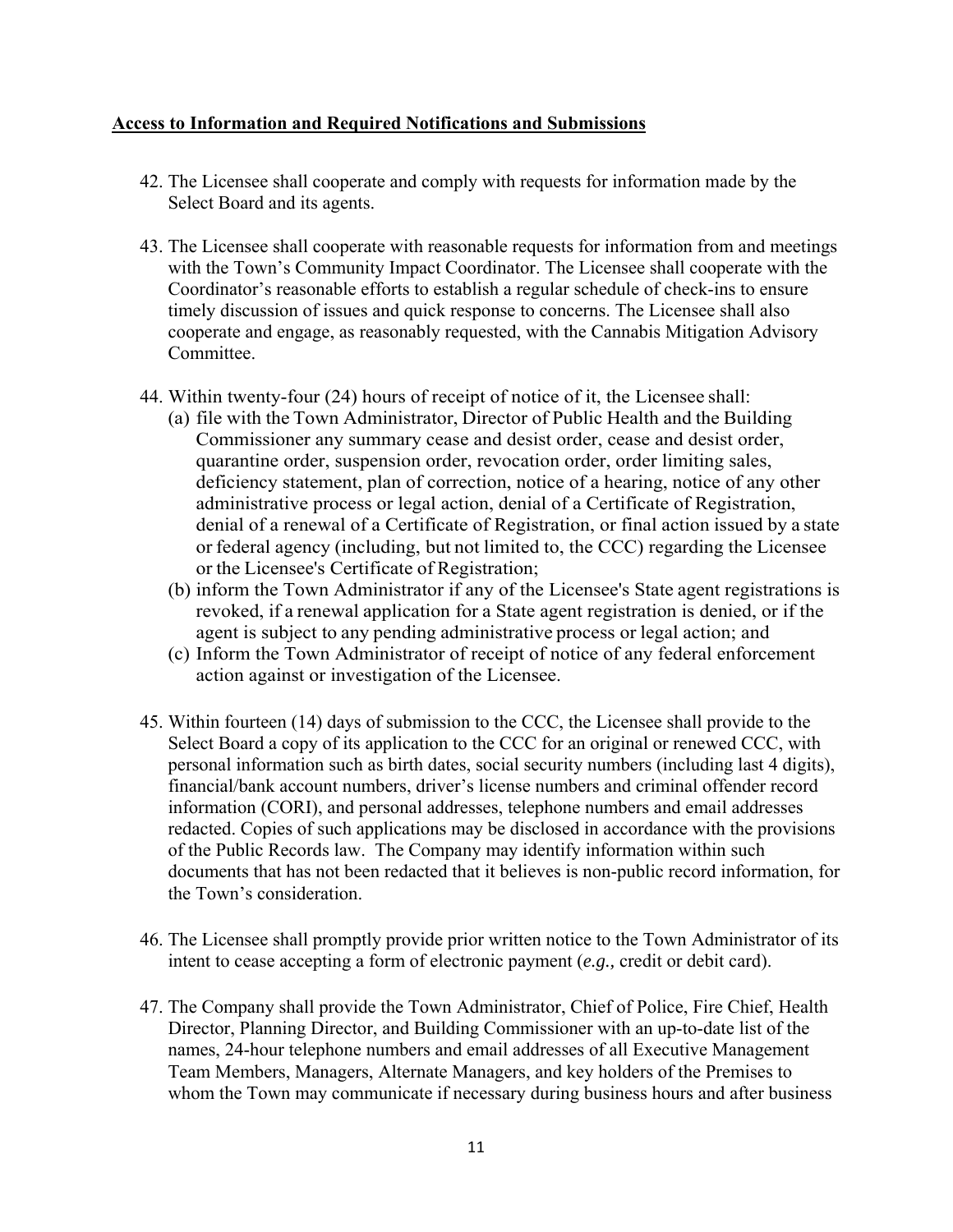**Access to Information and Required Notifications and Submissions**

42. The Licensee shall cooperate and comply with requests for information made by the Select Board and its agents.

43. The Licensee shall cooperate with reasonable requests for information from and meetings with the Town's Community Impact Coordinator. The Licensee shall cooperate with the Coordinator's reasonable efforts to establish a regular schedule of check-ins to ensure timely discussion of issues and quick response to concerns. The Licensee shall also cooperate and engage, as reasonably requested, with the Cannabis Mitigation Advisory Committee.

44. Within twenty-four (24) hours of receipt of notice of it, the Licensee shall:
    (a) file with the Town Administrator, Director of Public Health and the Building Commissioner any summary cease and desist order, cease and desist order, quarantine order, suspension order, revocation order, order limiting sales, deficiency statement, plan of correction, notice of a hearing, notice of any other administrative process or legal action, denial of a Certificate of Registration, denial of a renewal of a Certificate of Registration, or final action issued by a state or federal agency (including, but not limited to, the CCC) regarding the Licensee or the Licensee's Certificate of Registration;
    (b) inform the Town Administrator if any of the Licensee's State agent registrations is revoked, if a renewal application for a State agent registration is denied, or if the agent is subject to any pending administrative process or legal action; and
    (c) Inform the Town Administrator of receipt of notice of any federal enforcement action against or investigation of the Licensee.

45. Within fourteen (14) days of submission to the CCC, the Licensee shall provide to the Select Board a copy of its application to the CCC for an original or renewed CCC, with personal information such as birth dates, social security numbers (including last 4 digits), financial/bank account numbers, driver's license numbers and criminal offender record information (CORI), and personal addresses, telephone numbers and email addresses redacted. Copies of such applications may be disclosed in accordance with the provisions of the Public Records law. The Company may identify information within such documents that has not been redacted that it believes is non-public record information, for the Town's consideration.

46. The Licensee shall promptly provide prior written notice to the Town Administrator of its intent to cease accepting a form of electronic payment (*e.g.,* credit or debit card).

47. The Company shall provide the Town Administrator, Chief of Police, Fire Chief, Health Director, Planning Director, and Building Commissioner with an up-to-date list of the names, 24-hour telephone numbers and email addresses of all Executive Management Team Members, Managers, Alternate Managers, and key holders of the Premises to whom the Town may communicate if necessary during business hours and after business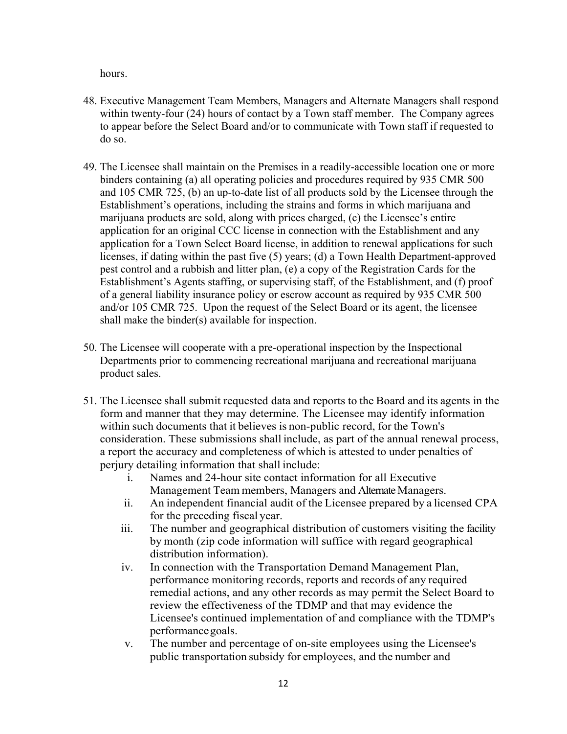hours.

48. Executive Management Team Members, Managers and Alternate Managers shall respond within twenty-four (24) hours of contact by a Town staff member. The Company agrees to appear before the Select Board and/or to communicate with Town staff if requested to do so.

49. The Licensee shall maintain on the Premises in a readily-accessible location one or more binders containing (a) all operating policies and procedures required by 935 CMR 500 and 105 CMR 725, (b) an up-to-date list of all products sold by the Licensee through the Establishment's operations, including the strains and forms in which marijuana and marijuana products are sold, along with prices charged, (c) the Licensee's entire application for an original CCC license in connection with the Establishment and any application for a Town Select Board license, in addition to renewal applications for such licenses, if dating within the past five (5) years; (d) a Town Health Department-approved pest control and a rubbish and litter plan, (e) a copy of the Registration Cards for the Establishment's Agents staffing, or supervising staff, of the Establishment, and (f) proof of a general liability insurance policy or escrow account as required by 935 CMR 500 and/or 105 CMR 725. Upon the request of the Select Board or its agent, the licensee shall make the binder(s) available for inspection.

50. The Licensee will cooperate with a pre-operational inspection by the Inspectional Departments prior to commencing recreational marijuana and recreational marijuana product sales.

51. The Licensee shall submit requested data and reports to the Board and its agents in the form and manner that they may determine. The Licensee may identify information within such documents that it believes is non-public record, for the Town's consideration. These submissions shall include, as part of the annual renewal process, a report the accuracy and completeness of which is attested to under penalties of perjury detailing information that shall include:
    i. Names and 24-hour site contact information for all Executive Management Team members, Managers and Alternate Managers.
    ii. An independent financial audit of the Licensee prepared by a licensed CPA for the preceding fiscal year.
    iii. The number and geographical distribution of customers visiting the facility by month (zip code information will suffice with regard geographical distribution information).
    iv. In connection with the Transportation Demand Management Plan, performance monitoring records, reports and records of any required remedial actions, and any other records as may permit the Select Board to review the effectiveness of the TDMP and that may evidence the Licensee's continued implementation of and compliance with the TDMP's performance goals.
    v. The number and percentage of on-site employees using the Licensee's public transportation subsidy for employees, and the number and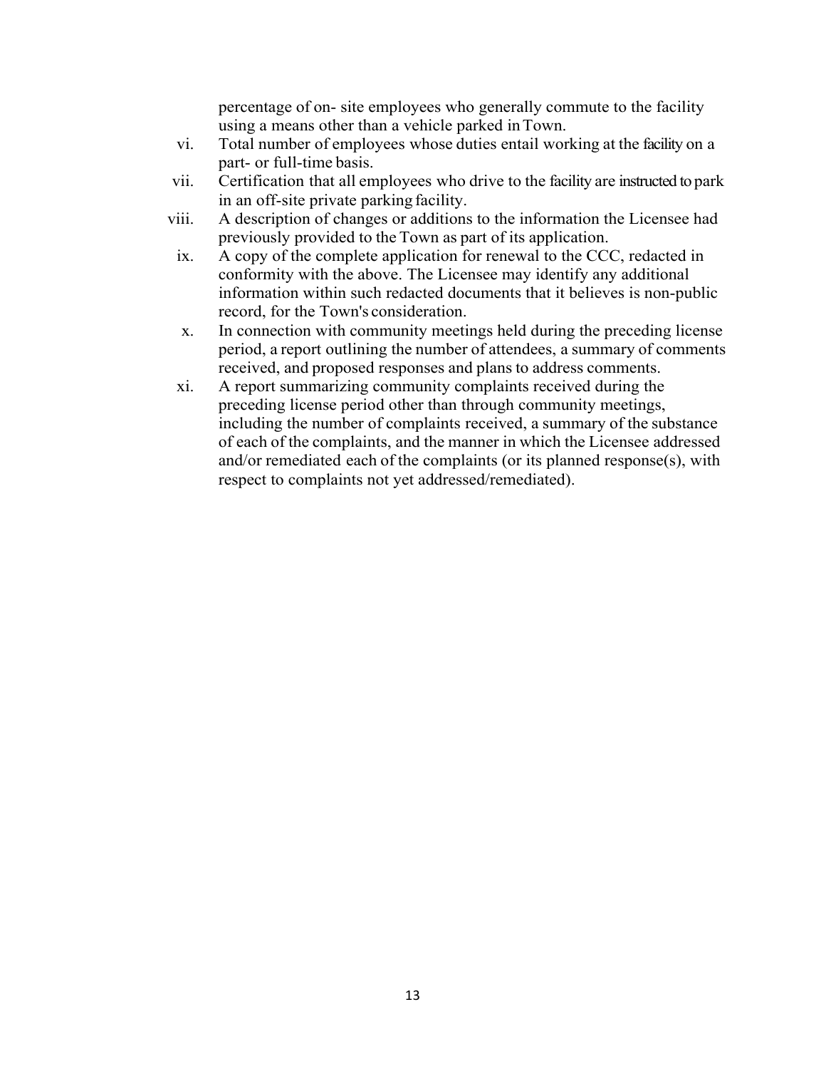percentage of on- site employees who generally commute to the facility using a means other than a vehicle parked in Town.

vi. Total number of employees whose duties entail working at the facility on a part- or full-time basis.

vii. Certification that all employees who drive to the facility are instructed to park in an off-site private parking facility.

viii. A description of changes or additions to the information the Licensee had previously provided to the Town as part of its application.

ix. A copy of the complete application for renewal to the CCC, redacted in conformity with the above. The Licensee may identify any additional information within such redacted documents that it believes is non-public record, for the Town's consideration.

x. In connection with community meetings held during the preceding license period, a report outlining the number of attendees, a summary of comments received, and proposed responses and plans to address comments.

xi. A report summarizing community complaints received during the preceding license period other than through community meetings, including the number of complaints received, a summary of the substance of each of the complaints, and the manner in which the Licensee addressed and/or remediated each of the complaints (or its planned response(s), with respect to complaints not yet addressed/remediated).